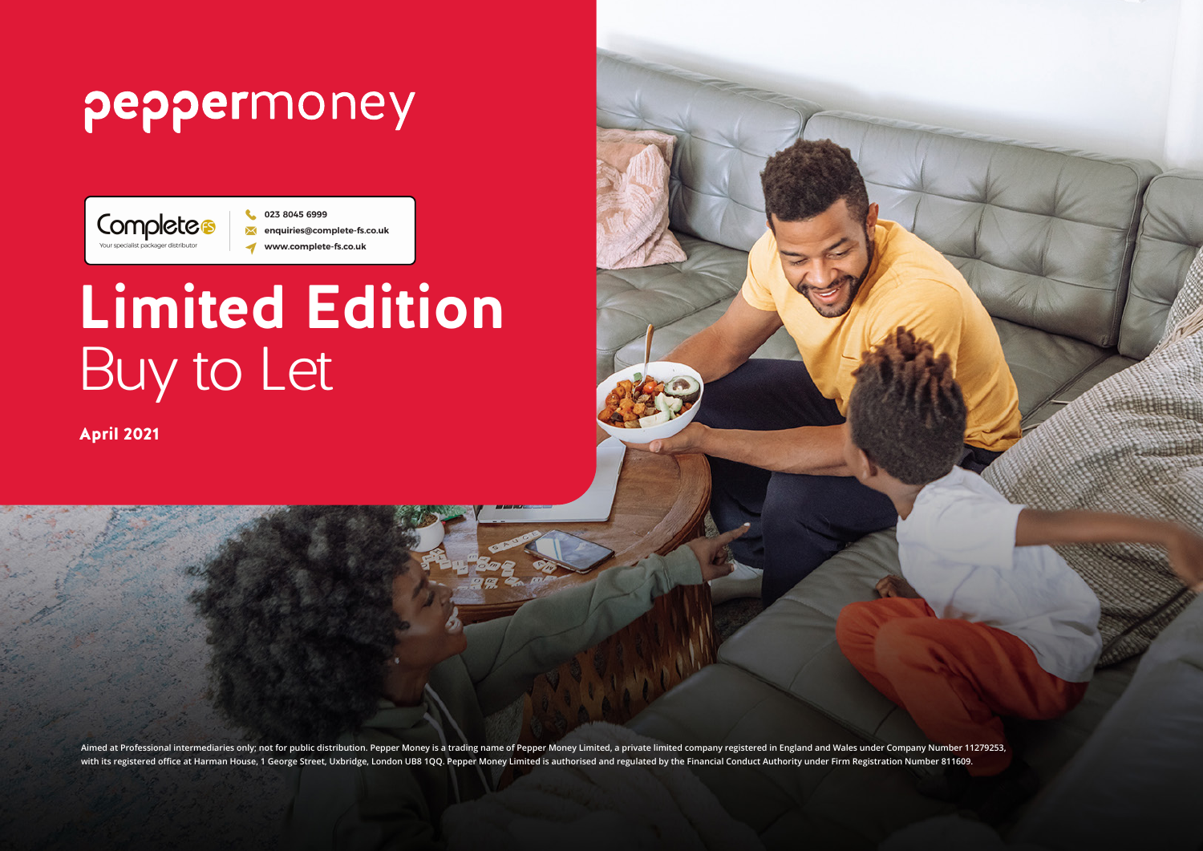# peppermoney

Complete FS
Your specialist packager distributor

023 8045 6999
enquiries@complete-fs.co.uk
www.complete-fs.co.uk

# **Limited Edition**
# Buy to Let

**April 2021**

Aimed at Professional intermediaries only; not for public distribution. Pepper Money is a trading name of Pepper Money Limited, a private limited company registered in England and Wales under Company Number 11279253, with its registered office at Harman House, 1 George Street, Uxbridge, London UB8 1QQ. Pepper Money Limited is authorised and regulated by the Financial Conduct Authority under Firm Registration Number 811609.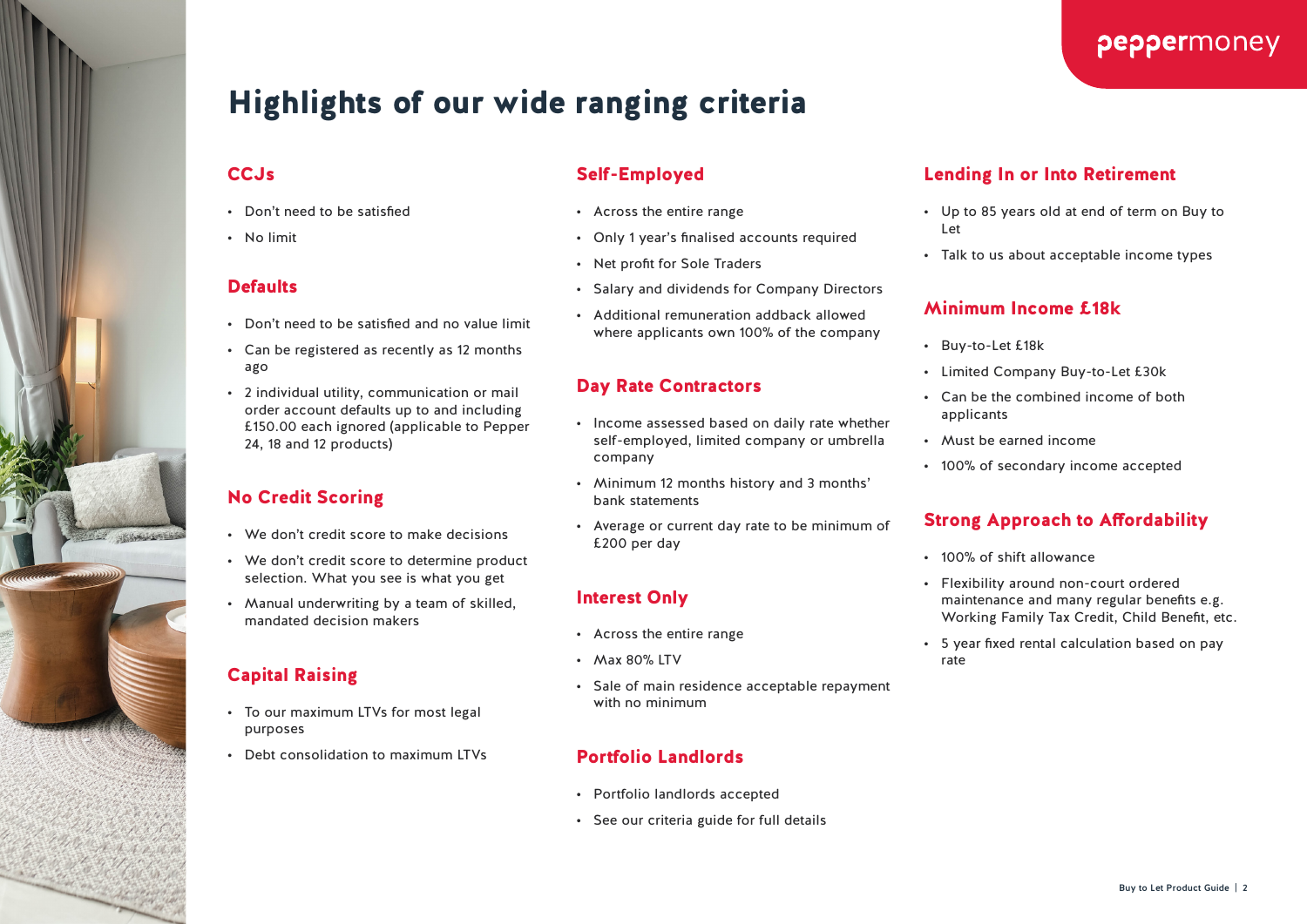# Highlights of our wide ranging criteria

## CCJs

- Don't need to be satisfied
- No limit

## Defaults

- Don't need to be satisfied and no value limit
- Can be registered as recently as 12 months ago
- 2 individual utility, communication or mail order account defaults up to and including £150.00 each ignored (applicable to Pepper 24, 18 and 12 products)

## No Credit Scoring

- We don't credit score to make decisions
- We don't credit score to determine product selection. What you see is what you get
- Manual underwriting by a team of skilled, mandated decision makers

## Capital Raising

- To our maximum LTVs for most legal purposes
- Debt consolidation to maximum LTVs

## Self-Employed

- Across the entire range
- Only 1 year's finalised accounts required
- Net profit for Sole Traders
- Salary and dividends for Company Directors
- Additional remuneration addback allowed where applicants own 100% of the company

## Day Rate Contractors

- Income assessed based on daily rate whether self-employed, limited company or umbrella company
- Minimum 12 months history and 3 months' bank statements
- Average or current day rate to be minimum of £200 per day

## Interest Only

- Across the entire range
- Max 80% LTV
- Sale of main residence acceptable repayment with no minimum

## Portfolio Landlords

- Portfolio landlords accepted
- See our criteria guide for full details

## Lending In or Into Retirement

- Up to 85 years old at end of term on Buy to Let
- Talk to us about acceptable income types

## Minimum Income £18k

- Buy-to-Let £18k
- Limited Company Buy-to-Let £30k
- Can be the combined income of both applicants
- Must be earned income
- 100% of secondary income accepted

## Strong Approach to Affordability

- 100% of shift allowance
- Flexibility around non-court ordered maintenance and many regular benefits e.g. Working Family Tax Credit, Child Benefit, etc.
- 5 year fixed rental calculation based on pay rate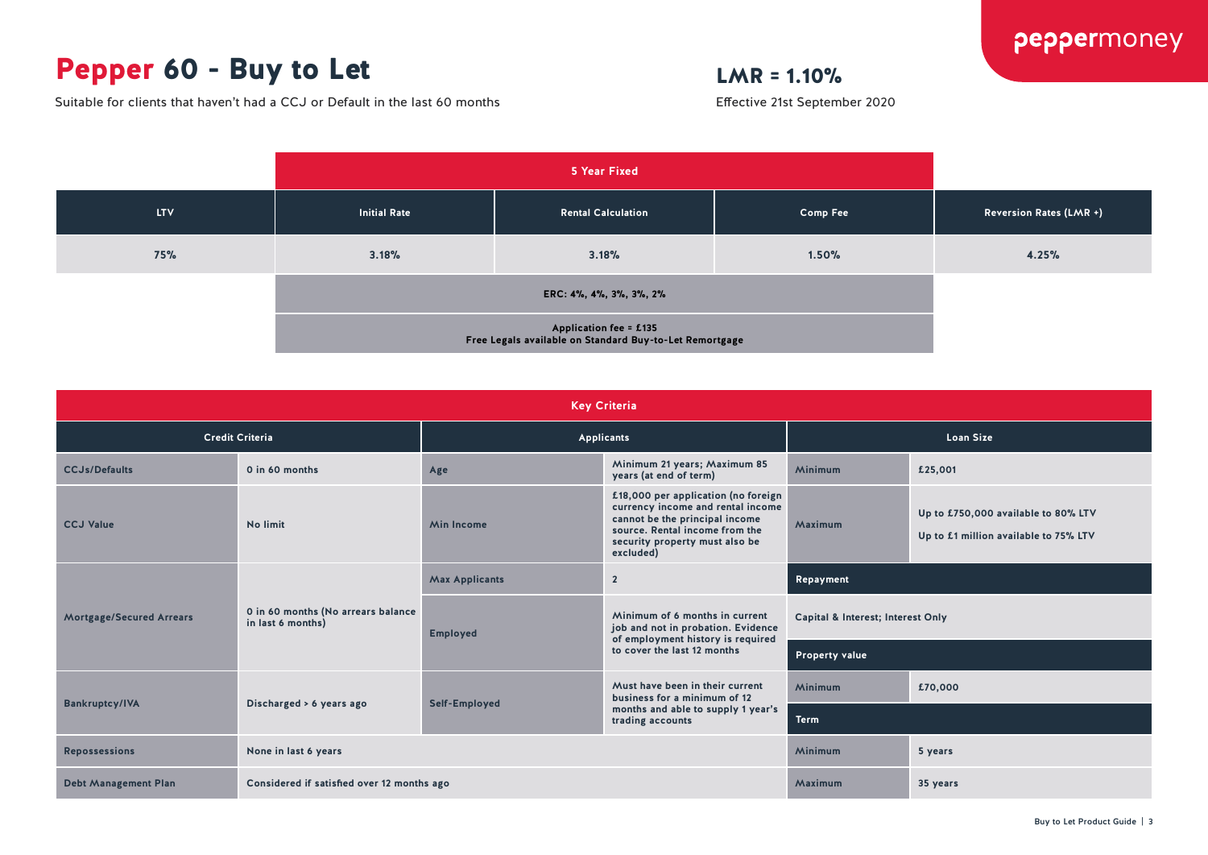# Pepper 60 - Buy to Let

Suitable for clients that haven't had a CCJ or Default in the last 60 months

**LMR = 1.10%**

Effective 21st September 2020

| | 5 Year Fixed | | | |
|---|---|---|---|---|
| LTV | Initial Rate | Rental Calculation | Comp Fee | Reversion Rates (LMR +) |
| 75% | 3.18% | 3.18% | 1.50% | 4.25% |
| | ERC: 4%, 4%, 3%, 3%, 2% | | | |
| | Application fee = £135<br>Free Legals available on Standard Buy-to-Let Remortgage | | | |

## Key Criteria

| Credit Criteria | | Applicants | | Loan Size | |
|---|---|---|---|---|---|
| CCJs/Defaults | 0 in 60 months | Age | Minimum 21 years; Maximum 85 years (at end of term) | Minimum | £25,001 |
| CCJ Value | No limit | Min Income | £18,000 per application (no foreign currency income and rental income cannot be the principal income source. Rental income from the security property must also be excluded) | Maximum | Up to £750,000 available to 80% LTV<br>Up to £1 million available to 75% LTV |
| Mortgage/Secured Arrears | 0 in 60 months (No arrears balance in last 6 months) | Max Applicants | 2 | Repayment | |
| | | Employed | Minimum of 6 months in current job and not in probation. Evidence of employment history is required to cover the last 12 months | Capital & Interest; Interest Only | |
| | | | | Property value | |
| Bankruptcy/IVA | Discharged > 6 years ago | Self-Employed | Must have been in their current business for a minimum of 12 months and able to supply 1 year's trading accounts | Minimum | £70,000 |
| | | | | Term | |
| Repossessions | None in last 6 years | | | Minimum | 5 years |
| Debt Management Plan | Considered if satisfied over 12 months ago | | | Maximum | 35 years |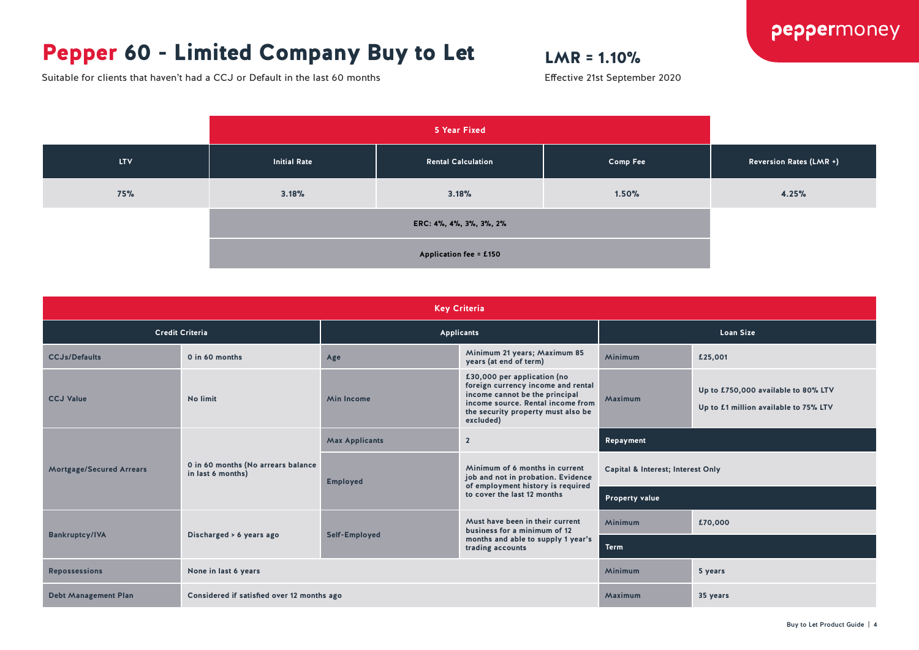# Pepper 60 - Limited Company Buy to Let

Suitable for clients that haven't had a CCJ or Default in the last 60 months

**LMR = 1.10%**

Effective 21st September 2020

| | 5 Year Fixed | | | |
|---|---|---|---|---|
| LTV | Initial Rate | Rental Calculation | Comp Fee | Reversion Rates (LMR +) |
| 75% | 3.18% | 3.18% | 1.50% | 4.25% |
| | ERC: 4%, 4%, 3%, 3%, 2% | | | |
| | Application fee = £150 | | | |

## Key Criteria

| Credit Criteria | | Applicants | | Loan Size | |
|---|---|---|---|---|---|
| CCJs/Defaults | 0 in 60 months | Age | Minimum 21 years; Maximum 85 years (at end of term) | Minimum | £25,001 |
| CCJ Value | No limit | Min Income | £30,000 per application (no foreign currency income and rental income cannot be the principal income source. Rental income from the security property must also be excluded) | Maximum | Up to £750,000 available to 80% LTV<br>Up to £1 million available to 75% LTV |
| Mortgage/Secured Arrears | 0 in 60 months (No arrears balance in last 6 months) | Max Applicants | 2 | **Repayment** | |
| | | Employed | Minimum of 6 months in current job and not in probation. Evidence of employment history is required to cover the last 12 months | Capital & Interest; Interest Only | |
| | | | | **Property value** | |
| Bankruptcy/IVA | Discharged > 6 years ago | Self-Employed | Must have been in their current business for a minimum of 12 months and able to supply 1 year's trading accounts | Minimum | £70,000 |
| | | | | **Term** | |
| Repossessions | None in last 6 years | | | Minimum | 5 years |
| Debt Management Plan | Considered if satisfied over 12 months ago | | | Maximum | 35 years |